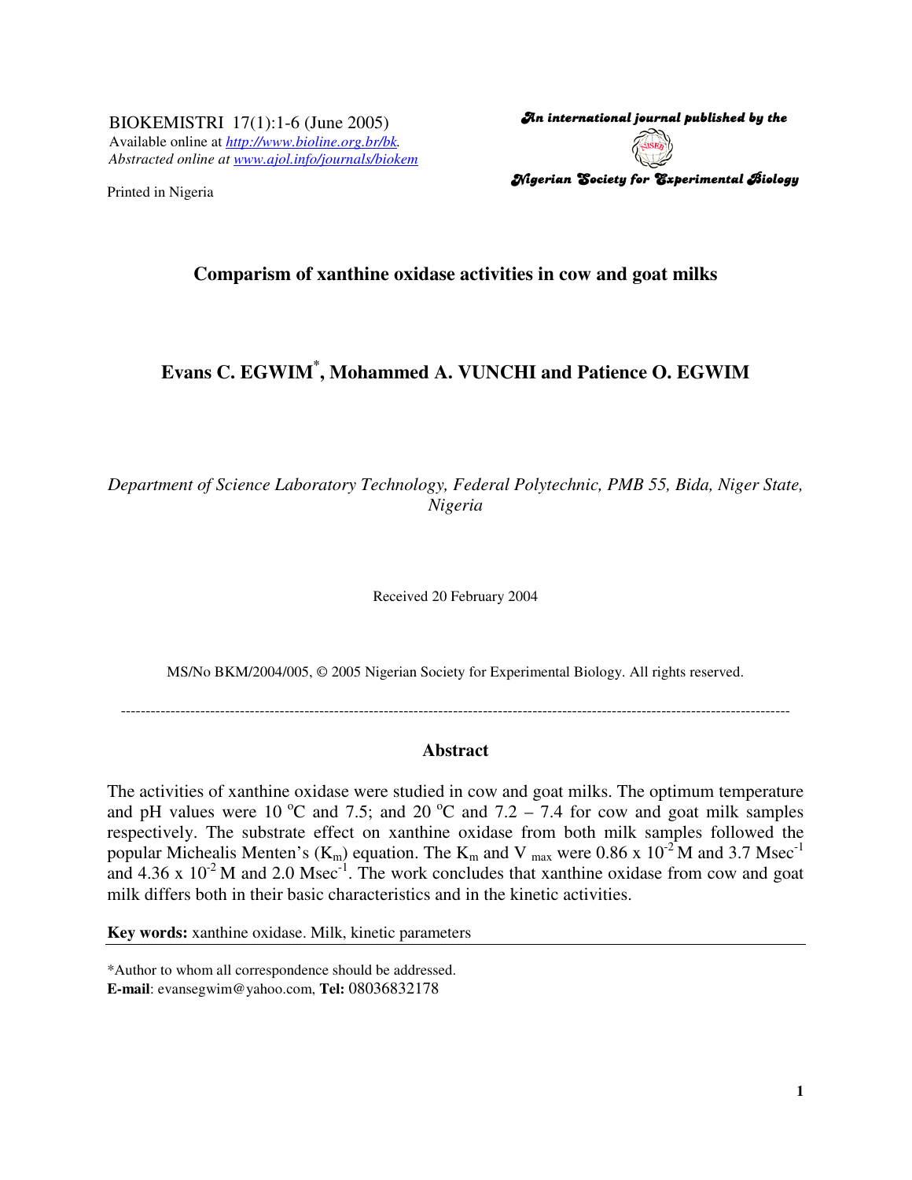BIOKEMISTRI 17(1):1-6 (June 2005)
Available online at *http://www.bioline.org.br/bk*.
*Abstracted online at www.ajol.info/journals/biokem*

Printed in Nigeria

*An international journal published by the*

*Nigerian Society for Experimental Biology*

# Comparism of xanthine oxidase activities in cow and goat milks

**Evans C. EGWIM[*], Mohammed A. VUNCHI and Patience O. EGWIM**

*Department of Science Laboratory Technology, Federal Polytechnic, PMB 55, Bida, Niger State, Nigeria*

Received 20 February 2004

MS/No BKM/2004/005, © 2005 Nigerian Society for Experimental Biology. All rights reserved.

---

## Abstract

The activities of xanthine oxidase were studied in cow and goat milks. The optimum temperature and pH values were 10 °C and 7.5; and 20 °C and 7.2 – 7.4 for cow and goat milk samples respectively. The substrate effect on xanthine oxidase from both milk samples followed the popular Michealis Menten's ($K_m$) equation. The $K_m$ and $V_{max}$ were 0.86 x $10^{-2}$ M and 3.7 $Msec^{-1}$ and 4.36 x $10^{-2}$ M and 2.0 $Msec^{-1}$. The work concludes that xanthine oxidase from cow and goat milk differs both in their basic characteristics and in the kinetic activities.

**Key words:** xanthine oxidase. Milk, kinetic parameters

---

*Author to whom all correspondence should be addressed.
**E-mail**: evansegwim@yahoo.com, **Tel:** 08036832178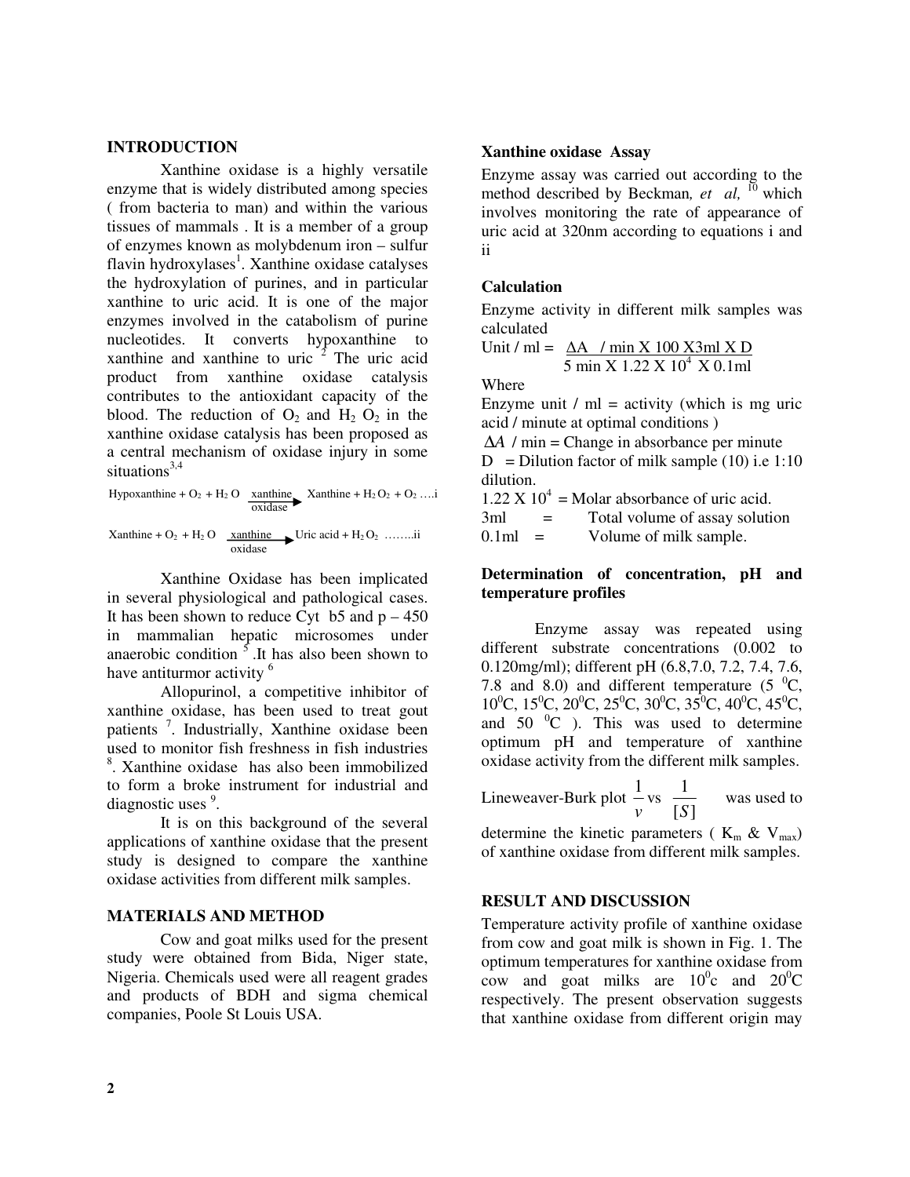## INTRODUCTION

Xanthine oxidase is a highly versatile enzyme that is widely distributed among species ( from bacteria to man) and within the various tissues of mammals . It is a member of a group of enzymes known as molybdenum iron – sulfur flavin hydroxylases[1]. Xanthine oxidase catalyses the hydroxylation of purines, and in particular xanthine to uric acid. It is one of the major enzymes involved in the catabolism of purine nucleotides. It converts hypoxanthine to xanthine and xanthine to uric [2] The uric acid product from xanthine oxidase catalysis contributes to the antioxidant capacity of the blood. The reduction of $O_2$ and $H_2O_2$ in the xanthine oxidase catalysis has been proposed as a central mechanism of oxidase injury in some situations[3,4]

$$\text{Hypoxanthine} + O_2 + H_2O \xrightarrow[\text{oxidase}]{\text{xanthine}} \text{Xanthine} + H_2O_2 + O_2 \quad \text{….i}$$

$$\text{Xanthine} + O_2 + H_2O \xrightarrow[\text{oxidase}]{\text{xanthine}} \text{Uric acid} + H_2O_2 \quad \text{……..ii}$$

Xanthine Oxidase has been implicated in several physiological and pathological cases. It has been shown to reduce Cyt b5 and p – 450 in mammalian hepatic microsomes under anaerobic condition [5] .It has also been shown to have antiturmor activity [6]

Allopurinol, a competitive inhibitor of xanthine oxidase, has been used to treat gout patients [7]. Industrially, Xanthine oxidase been used to monitor fish freshness in fish industries [8]. Xanthine oxidase has also been immobilized to form a broke instrument for industrial and diagnostic uses [9].

It is on this background of the several applications of xanthine oxidase that the present study is designed to compare the xanthine oxidase activities from different milk samples.

## MATERIALS AND METHOD

Cow and goat milks used for the present study were obtained from Bida, Niger state, Nigeria. Chemicals used were all reagent grades and products of BDH and sigma chemical companies, Poole St Louis USA.

### Xanthine oxidase Assay

Enzyme assay was carried out according to the method described by Beckman*, et al,* [10] which involves monitoring the rate of appearance of uric acid at 320nm according to equations i and ii

### Calculation

Enzyme activity in different milk samples was calculated

$$\text{Unit / ml} = \frac{\Delta A \text{ / min X } 100 \text{ X3ml X D}}{5 \text{ min X } 1.22 \text{ X } 10^4 \text{ X } 0.1\text{ml}}$$

Where

Enzyme unit / ml = activity (which is mg uric acid / minute at optimal conditions )

$\Delta A$ / min = Change in absorbance per minute

D = Dilution factor of milk sample (10) i.e 1:10 dilution.

$1.22 \times 10^4$ = Molar absorbance of uric acid.

3ml = Total volume of assay solution

0.1ml = Volume of milk sample.

### Determination of concentration, pH and temperature profiles

Enzyme assay was repeated using different substrate concentrations (0.002 to 0.120mg/ml); different pH (6.8,7.0, 7.2, 7.4, 7.6, 7.8 and 8.0) and different temperature (5 $^0$C, 10$^0$C, 15$^0$C, 20$^0$C, 25$^0$C, 30$^0$C, 35$^0$C, 40$^0$C, 45$^0$C, and 50 $^0$C ). This was used to determine optimum pH and temperature of xanthine oxidase activity from the different milk samples.

Lineweaver-Burk plot $\frac{1}{v}$ vs $\frac{1}{[S]}$ was used to determine the kinetic parameters ( $K_m$ & $V_{max}$) of xanthine oxidase from different milk samples.

## RESULT AND DISCUSSION

Temperature activity profile of xanthine oxidase from cow and goat milk is shown in Fig. 1. The optimum temperatures for xanthine oxidase from cow and goat milks are 10$^0$c and 20$^0$C respectively. The present observation suggests that xanthine oxidase from different origin may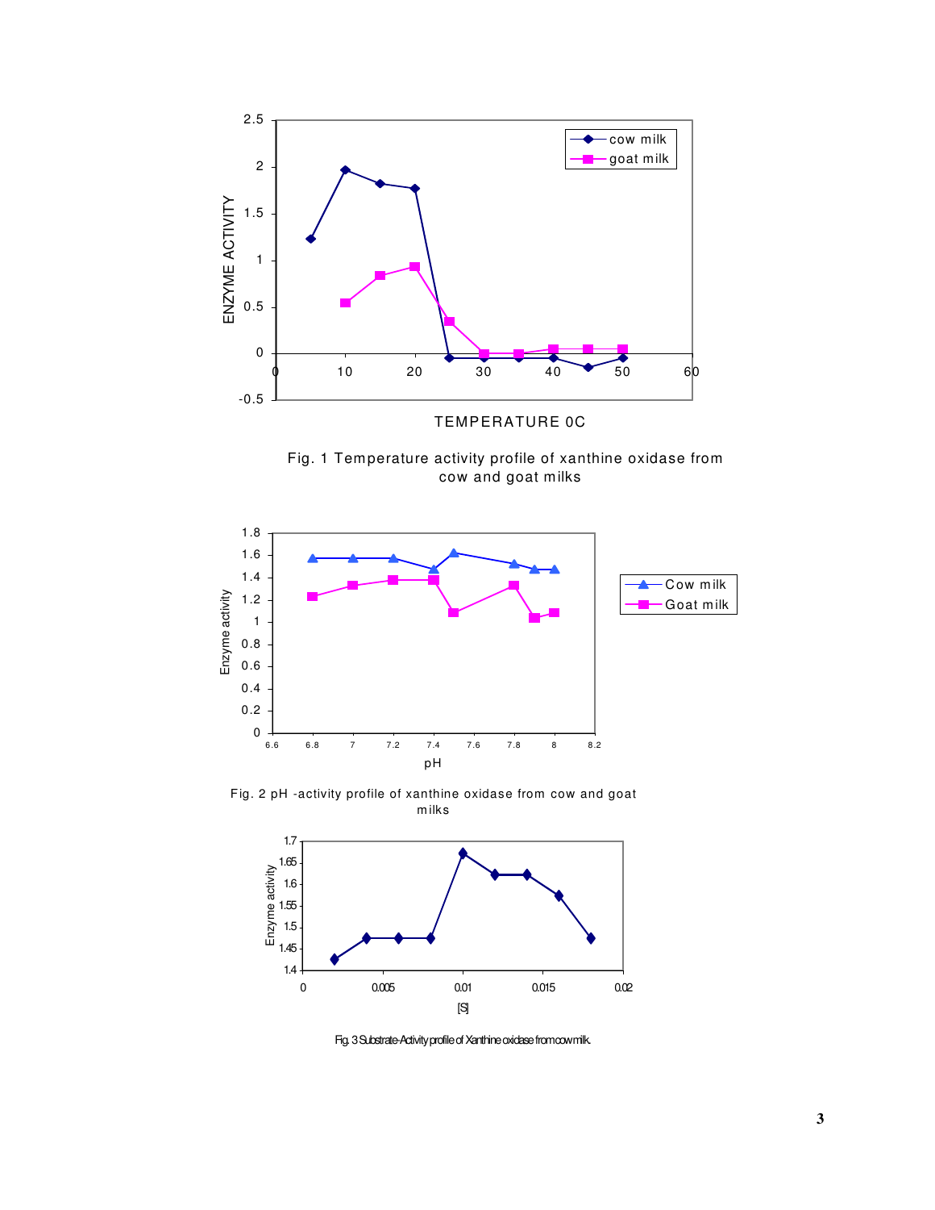Fig. 1 Temperature activity profile of xanthine oxidase from cow and goat milks

Fig. 2 pH -activity profile of xanthine oxidase from cow and goat milks

Fig. 3 Substrate-Activity profile of Xanthine oxidase from cow milk.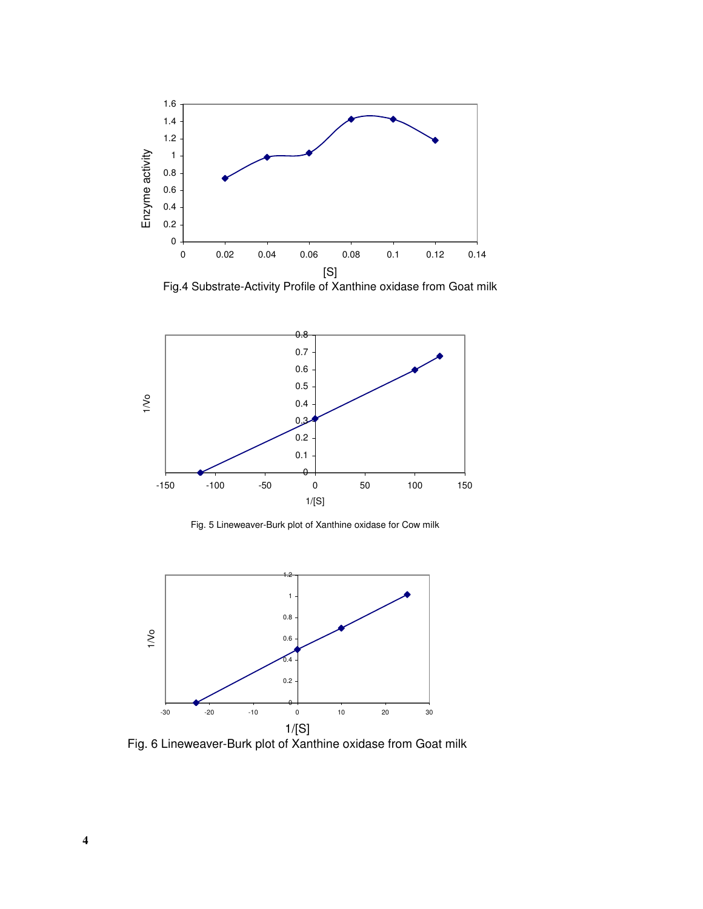Fig.4 Substrate-Activity Profile of Xanthine oxidase from Goat milk

Fig. 5 Lineweaver-Burk plot of Xanthine oxidase for Cow milk

Fig. 6 Lineweaver-Burk plot of Xanthine oxidase from Goat milk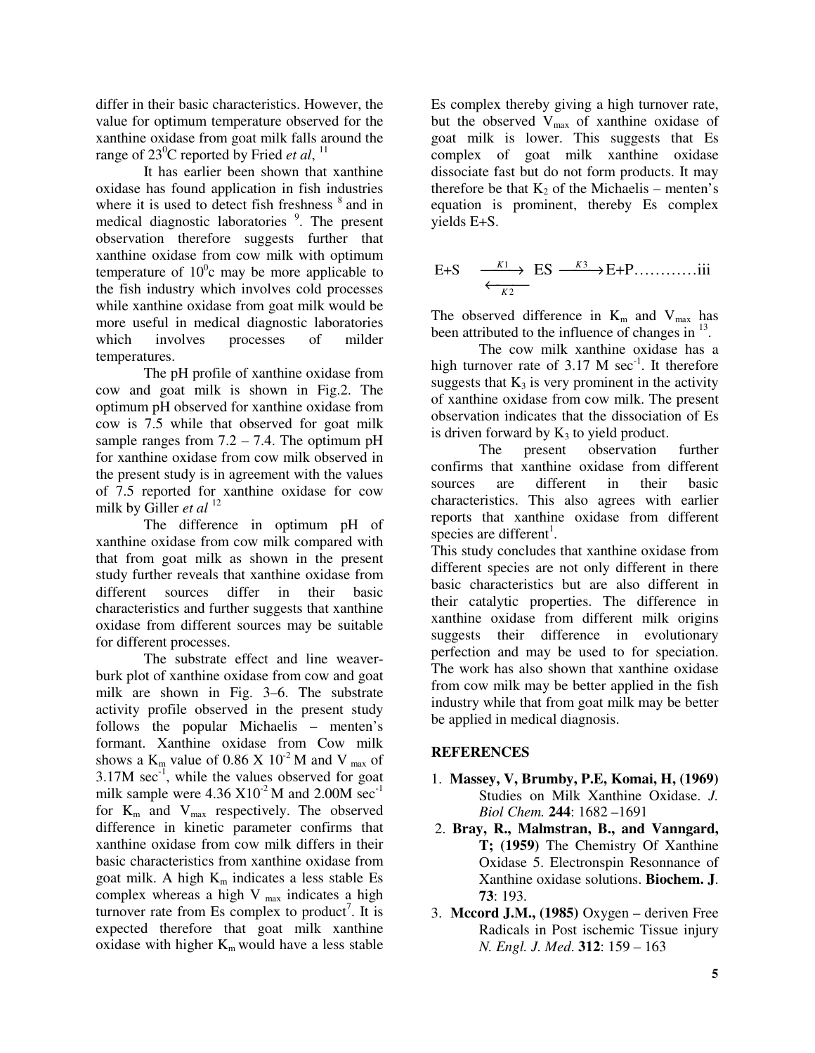differ in their basic characteristics. However, the value for optimum temperature observed for the xanthine oxidase from goat milk falls around the range of $23^0$C reported by Fried *et al*, [11]

It has earlier been shown that xanthine oxidase has found application in fish industries where it is used to detect fish freshness [8] and in medical diagnostic laboratories [9]. The present observation therefore suggests further that xanthine oxidase from cow milk with optimum temperature of $10^0$c may be more applicable to the fish industry which involves cold processes while xanthine oxidase from goat milk would be more useful in medical diagnostic laboratories which involves processes of milder temperatures.

The pH profile of xanthine oxidase from cow and goat milk is shown in Fig.2. The optimum pH observed for xanthine oxidase from cow is 7.5 while that observed for goat milk sample ranges from 7.2 – 7.4. The optimum pH for xanthine oxidase from cow milk observed in the present study is in agreement with the values of 7.5 reported for xanthine oxidase for cow milk by Giller *et al* [12]

The difference in optimum pH of xanthine oxidase from cow milk compared with that from goat milk as shown in the present study further reveals that xanthine oxidase from different sources differ in their basic characteristics and further suggests that xanthine oxidase from different sources may be suitable for different processes.

The substrate effect and line weaver-burk plot of xanthine oxidase from cow and goat milk are shown in Fig. 3–6. The substrate activity profile observed in the present study follows the popular Michaelis – menten's formant. Xanthine oxidase from Cow milk shows a $K_m$ value of $0.86 \times 10^{-2}$ M and $V_{max}$ of 3.17M $sec^{-1}$, while the values observed for goat milk sample were $4.36 \times 10^{-2}$ M and 2.00M $sec^{-1}$ for $K_m$ and $V_{max}$ respectively. The observed difference in kinetic parameter confirms that xanthine oxidase from cow milk differs in their basic characteristics from xanthine oxidase from goat milk. A high $K_m$ indicates a less stable Es complex whereas a high $V_{max}$ indicates a high turnover rate from Es complex to product[7]. It is expected therefore that goat milk xanthine oxidase with higher $K_m$ would have a less stable Es complex thereby giving a high turnover rate, but the observed $V_{max}$ of xanthine oxidase of goat milk is lower. This suggests that Es complex of goat milk xanthine oxidase dissociate fast but do not form products. It may therefore be that $K_2$ of the Michaelis – menten's equation is prominent, thereby Es complex yields E+S.

$$E+S \underset{K2}{\overset{K1}{\rightleftarrows}} ES \xrightarrow{K3} E+P \qquad \text{…………iii}$$

The observed difference in $K_m$ and $V_{max}$ has been attributed to the influence of changes in [13].

The cow milk xanthine oxidase has a high turnover rate of 3.17 M $sec^{-1}$. It therefore suggests that $K_3$ is very prominent in the activity of xanthine oxidase from cow milk. The present observation indicates that the dissociation of Es is driven forward by $K_3$ to yield product.

The present observation further confirms that xanthine oxidase from different sources are different in their basic characteristics. This also agrees with earlier reports that xanthine oxidase from different species are different[1].

This study concludes that xanthine oxidase from different species are not only different in there basic characteristics but are also different in their catalytic properties. The difference in xanthine oxidase from different milk origins suggests their difference in evolutionary perfection and may be used to for speciation. The work has also shown that xanthine oxidase from cow milk may be better applied in the fish industry while that from goat milk may be better be applied in medical diagnosis.

## REFERENCES

1. **Massey, V, Brumby, P.E, Komai, H, (1969)** Studies on Milk Xanthine Oxidase. *J. Biol Chem.* **244**: 1682 –1691
2. **Bray, R., Malmstran, B., and Vanngard, T; (1959)** The Chemistry Of Xanthine Oxidase 5. Electronspin Resonnance of Xanthine oxidase solutions. **Biochem. J**. **73**: 193.
3. **Mccord J.M., (1985)** Oxygen – deriven Free Radicals in Post ischemic Tissue injury *N. Engl. J. Med*. **312**: 159 – 163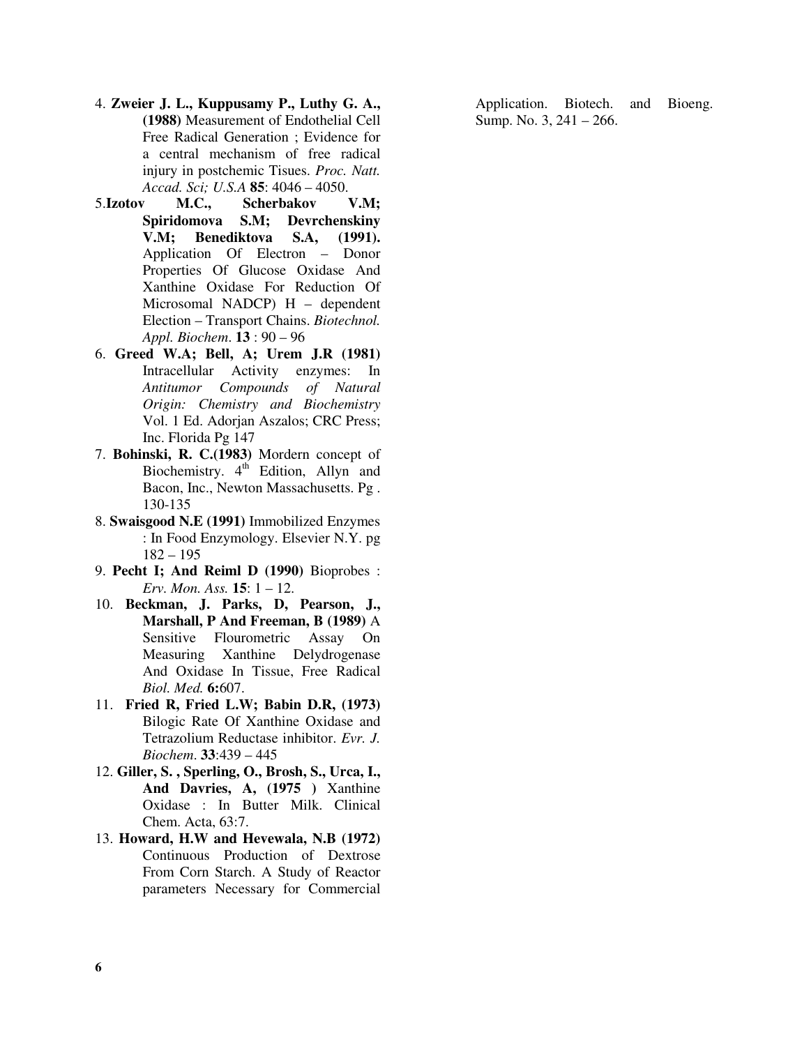4. **Zweier J. L., Kuppusamy P., Luthy G. A., (1988)** Measurement of Endothelial Cell Free Radical Generation ; Evidence for a central mechanism of free radical injury in postchemic Tisues. *Proc. Natt. Accad. Sci; U.S.A* **85**: 4046 – 4050.
5. **Izotov M.C., Scherbakov V.M; Spiridomova S.M; Devrchenskiny V.M; Benediktova S.A, (1991).** Application Of Electron – Donor Properties Of Glucose Oxidase And Xanthine Oxidase For Reduction Of Microsomal NADCP) H – dependent Election – Transport Chains. *Biotechnol. Appl. Biochem*. **13** : 90 – 96
6. **Greed W.A; Bell, A; Urem J.R (1981)** Intracellular Activity enzymes: In *Antitumor Compounds of Natural Origin: Chemistry and Biochemistry* Vol. 1 Ed. Adorjan Aszalos; CRC Press; Inc. Florida Pg 147
7. **Bohinski, R. C.(1983)** Mordern concept of Biochemistry. 4th Edition, Allyn and Bacon, Inc., Newton Massachusetts. Pg . 130-135
8. **Swaisgood N.E (1991)** Immobilized Enzymes : In Food Enzymology. Elsevier N.Y. pg 182 – 195
9. **Pecht I; And Reiml D (1990)** Bioprobes : *Erv. Mon. Ass.* **15**: 1 – 12.
10. **Beckman, J. Parks, D, Pearson, J., Marshall, P And Freeman, B (1989)** A Sensitive Flourometric Assay On Measuring Xanthine Delydrogenase And Oxidase In Tissue, Free Radical *Biol. Med.* **6:**607.
11. **Fried R, Fried L.W; Babin D.R, (1973)** Bilogic Rate Of Xanthine Oxidase and Tetrazolium Reductase inhibitor. *Evr. J. Biochem*. **33**:439 – 445
12. **Giller, S. , Sperling, O., Brosh, S., Urca, I., And Davries, A, (1975 )** Xanthine Oxidase : In Butter Milk. Clinical Chem. Acta, 63:7.
13. **Howard, H.W and Hevewala, N.B (1972)** Continuous Production of Dextrose From Corn Starch. A Study of Reactor parameters Necessary for Commercial Application. Biotech. and Bioeng. Sump. No. 3, 241 – 266.